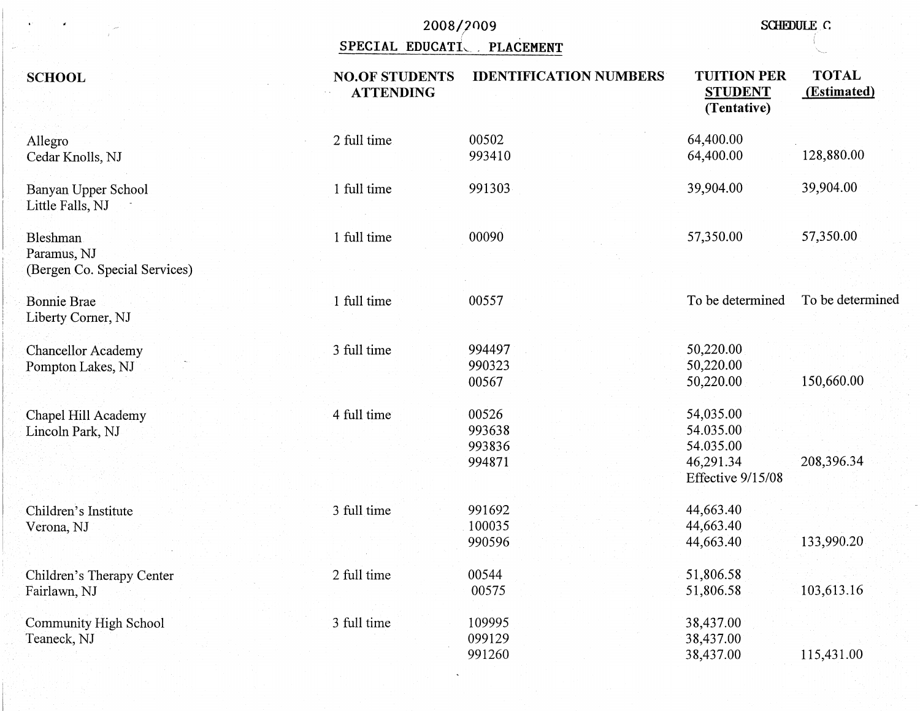2008/2009

SCHEDULE C

SPECIAL EDUCATION PLACEMENT

| SCHOOL | NO.OF STUDENTS ATTENDING | IDENTIFICATION NUMBERS | TUITION PER STUDENT (Tentative) | TOTAL (Estimated) |
|---|---|---|---|---|
| Allegro<br>Cedar Knolls, NJ | 2 full time | 00502<br>993410 | 64,400.00<br>64,400.00 | 128,880.00 |
| Banyan Upper School<br>Little Falls, NJ | 1 full time | 991303 | 39,904.00 | 39,904.00 |
| Bleshman<br>Paramus, NJ<br>(Bergen Co. Special Services) | 1 full time | 00090 | 57,350.00 | 57,350.00 |
| Bonnie Brae<br>Liberty Corner, NJ | 1 full time | 00557 | To be determined | To be determined |
| Chancellor Academy<br>Pompton Lakes, NJ | 3 full time | 994497<br>990323<br>00567 | 50,220.00<br>50,220.00<br>50,220.00 | 150,660.00 |
| Chapel Hill Academy<br>Lincoln Park, NJ | 4 full time | 00526<br>993638<br>993836<br>994871 | 54,035.00<br>54.035.00<br>54.035.00<br>46,291.34<br>Effective 9/15/08 | 208,396.34 |
| Children's Institute<br>Verona, NJ | 3 full time | 991692<br>100035<br>990596 | 44,663.40<br>44,663.40<br>44,663.40 | 133,990.20 |
| Children's Therapy Center<br>Fairlawn, NJ | 2 full time | 00544<br>00575 | 51,806.58<br>51,806.58 | 103,613.16 |
| Community High School<br>Teaneck, NJ | 3 full time | 109995<br>099129<br>991260 | 38,437.00<br>38,437.00<br>38,437.00 | 115,431.00 |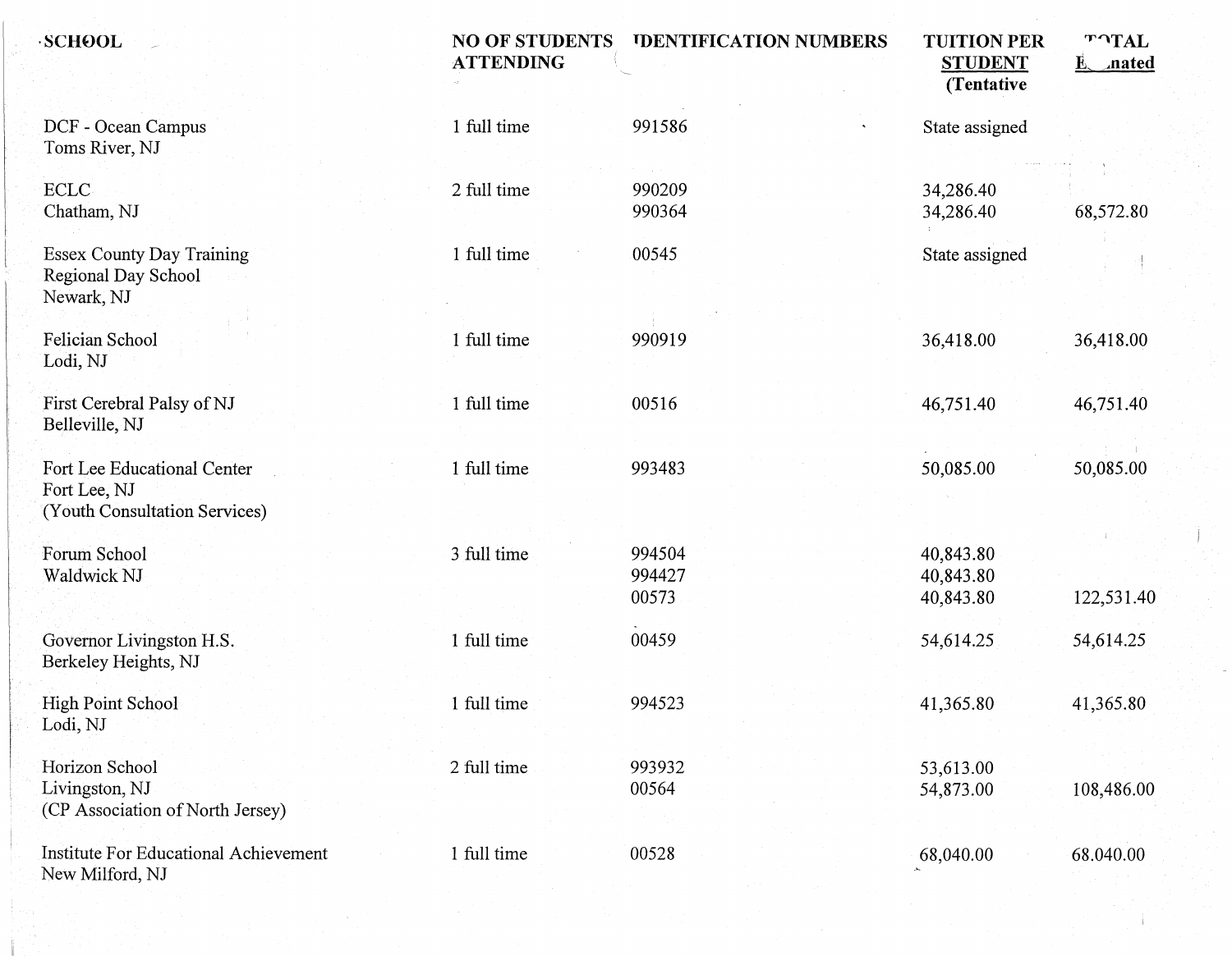| SCHOOL | NO OF STUDENTS ATTENDING | IDENTIFICATION NUMBERS | TUITION PER STUDENT (Tentative | TOTAL Estimated |
|---|---|---|---|---|
| DCF - Ocean Campus<br>Toms River, NJ | 1 full time | 991586 | State assigned | |
| ECLC<br>Chatham, NJ | 2 full time | 990209<br>990364 | 34,286.40<br>34,286.40 | 68,572.80 |
| Essex County Day Training<br>Regional Day School<br>Newark, NJ | 1 full time | 00545 | State assigned | |
| Felician School<br>Lodi, NJ | 1 full time | 990919 | 36,418.00 | 36,418.00 |
| First Cerebral Palsy of NJ<br>Belleville, NJ | 1 full time | 00516 | 46,751.40 | 46,751.40 |
| Fort Lee Educational Center<br>Fort Lee, NJ<br>(Youth Consultation Services) | 1 full time | 993483 | 50,085.00 | 50,085.00 |
| Forum School<br>Waldwick NJ | 3 full time | 994504<br>994427<br>00573 | 40,843.80<br>40,843.80<br>40,843.80 | 122,531.40 |
| Governor Livingston H.S.<br>Berkeley Heights, NJ | 1 full time | 00459 | 54,614.25 | 54,614.25 |
| High Point School<br>Lodi, NJ | 1 full time | 994523 | 41,365.80 | 41,365.80 |
| Horizon School<br>Livingston, NJ<br>(CP Association of North Jersey) | 2 full time | 993932<br>00564 | 53,613.00<br>54,873.00 | 108,486.00 |
| Institute For Educational Achievement<br>New Milford, NJ | 1 full time | 00528 | 68,040.00 | 68.040.00 |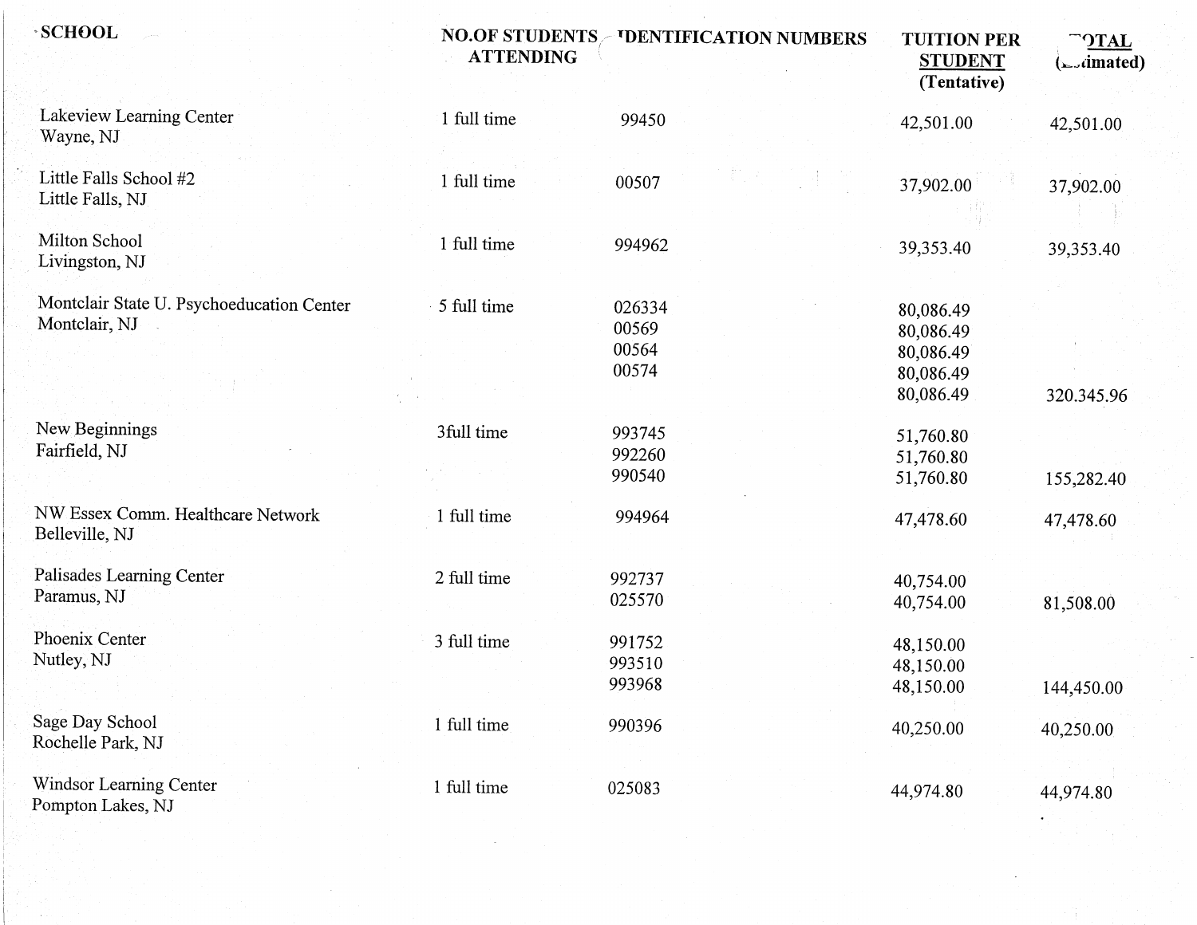| SCHOOL | NO.OF STUDENTS ATTENDING | IDENTIFICATION NUMBERS | TUITION PER STUDENT (Tentative) | TOTAL (Estimated) |
|---|---|---|---|---|
| Lakeview Learning Center<br>Wayne, NJ | 1 full time | 99450 | 42,501.00 | 42,501.00 |
| Little Falls School #2<br>Little Falls, NJ | 1 full time | 00507 | 37,902.00 | 37,902.00 |
| Milton School<br>Livingston, NJ | 1 full time | 994962 | 39,353.40 | 39,353.40 |
| Montclair State U. Psychoeducation Center<br>Montclair, NJ | 5 full time | 026334<br>00569<br>00564<br>00574 | 80,086.49<br>80,086.49<br>80,086.49<br>80,086.49<br>80,086.49 | 320.345.96 |
| New Beginnings<br>Fairfield, NJ | 3full time | 993745<br>992260<br>990540 | 51,760.80<br>51,760.80<br>51,760.80 | 155,282.40 |
| NW Essex Comm. Healthcare Network<br>Belleville, NJ | 1 full time | 994964 | 47,478.60 | 47,478.60 |
| Palisades Learning Center<br>Paramus, NJ | 2 full time | 992737<br>025570 | 40,754.00<br>40,754.00 | 81,508.00 |
| Phoenix Center<br>Nutley, NJ | 3 full time | 991752<br>993510<br>993968 | 48,150.00<br>48,150.00<br>48,150.00 | 144,450.00 |
| Sage Day School<br>Rochelle Park, NJ | 1 full time | 990396 | 40,250.00 | 40,250.00 |
| Windsor Learning Center<br>Pompton Lakes, NJ | 1 full time | 025083 | 44,974.80 | 44,974.80 |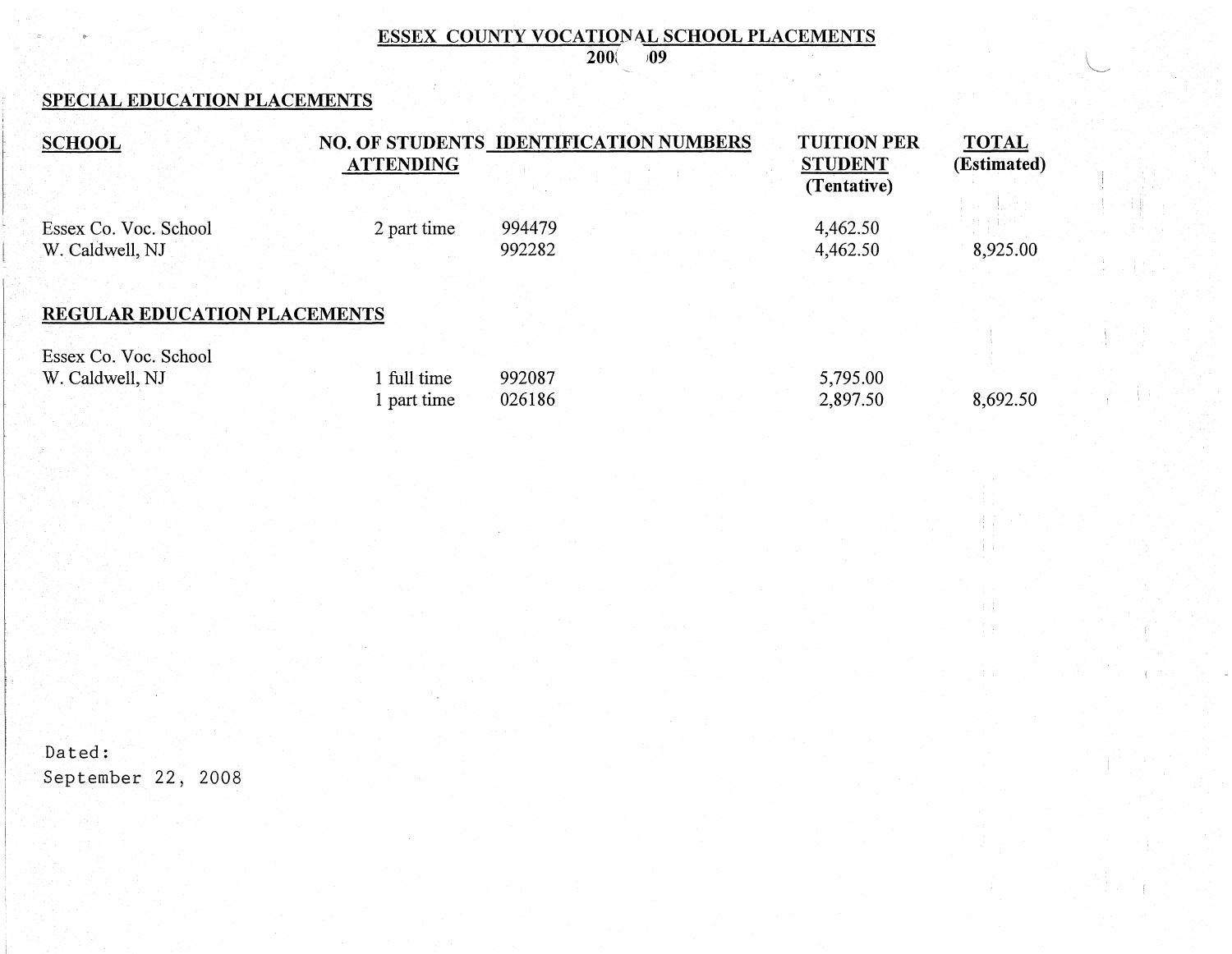# ESSEX COUNTY VOCATIONAL SCHOOL PLACEMENTS

**200( )09**

## SPECIAL EDUCATION PLACEMENTS

| SCHOOL | NO. OF STUDENTS ATTENDING | IDENTIFICATION NUMBERS | TUITION PER STUDENT (Tentative) | TOTAL (Estimated) |
|---|---|---|---|---|
| Essex Co. Voc. School | 2 part time | 994479 | 4,462.50 | |
| W. Caldwell, NJ | | 992282 | 4,462.50 | 8,925.00 |

## REGULAR EDUCATION PLACEMENTS

| SCHOOL | NO. OF STUDENTS ATTENDING | IDENTIFICATION NUMBERS | TUITION PER STUDENT (Tentative) | TOTAL (Estimated) |
|---|---|---|---|---|
| Essex Co. Voc. School | | | | |
| W. Caldwell, NJ | 1 full time | 992087 | 5,795.00 | |
| | 1 part time | 026186 | 2,897.50 | 8,692.50 |

Dated:
September 22, 2008